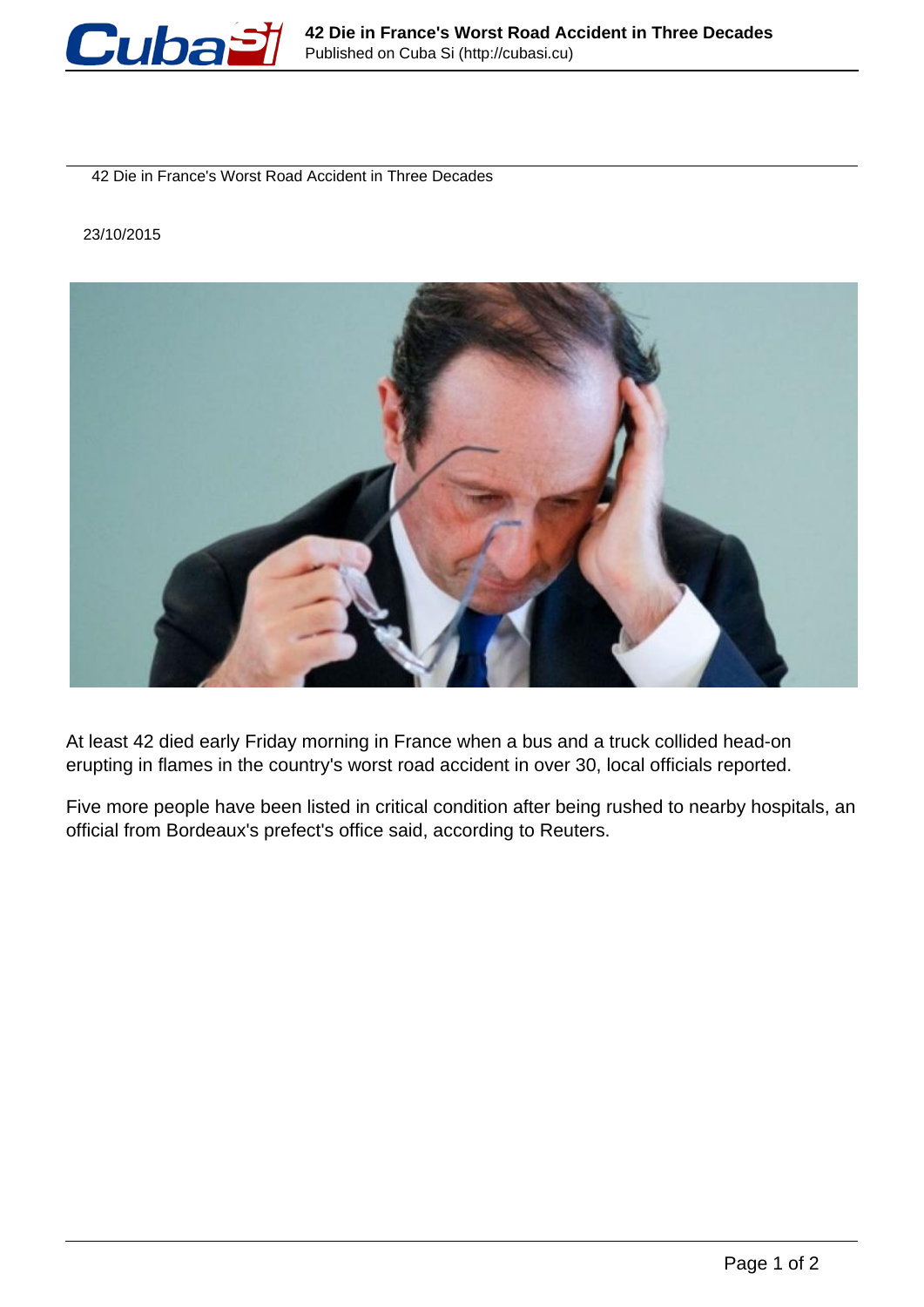# 42 Die in France's Worst Road Accident in Three Decades

23/10/2015

At least 42 died early Friday morning in France when a bus and a truck collided head-on erupting in flames in the country's worst road accident in over 30, local officials reported.

Five more people have been listed in critical condition after being rushed to nearby hospitals, an official from Bordeaux's prefect's office said, according to Reuters.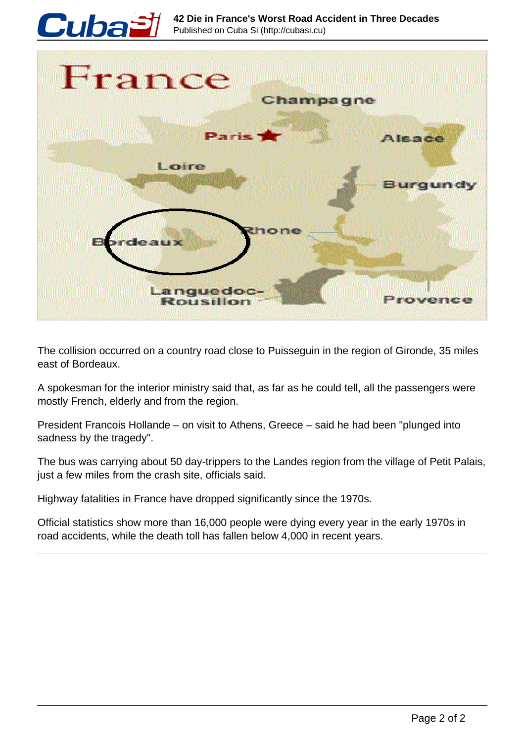The collision occurred on a country road close to Puisseguin in the region of Gironde, 35 miles east of Bordeaux.

A spokesman for the interior ministry said that, as far as he could tell, all the passengers were mostly French, elderly and from the region.

President Francois Hollande – on visit to Athens, Greece – said he had been "plunged into sadness by the tragedy".

The bus was carrying about 50 day-trippers to the Landes region from the village of Petit Palais, just a few miles from the crash site, officials said.

Highway fatalities in France have dropped significantly since the 1970s.

Official statistics show more than 16,000 people were dying every year in the early 1970s in road accidents, while the death toll has fallen below 4,000 in recent years.